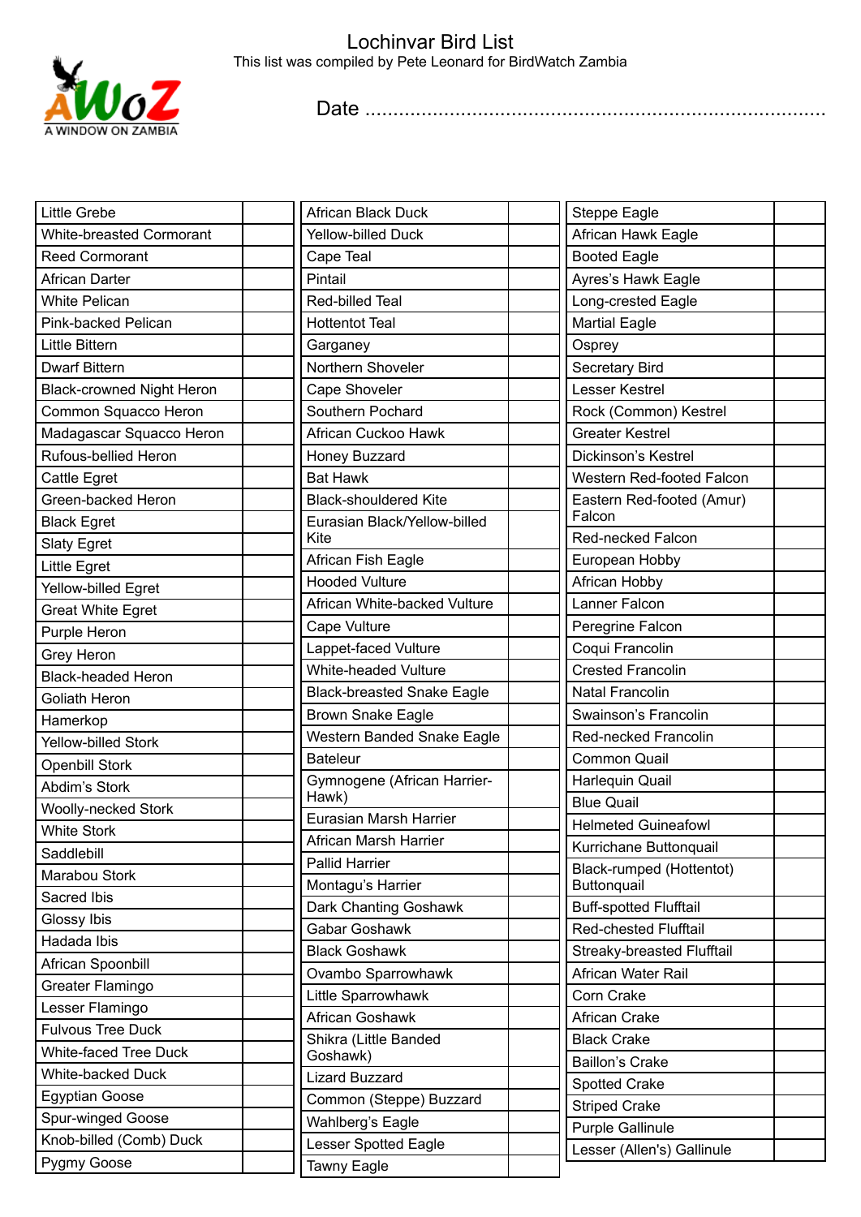# Lochinvar Bird List

This list was compiled by Pete Leonard for BirdWatch Zambia

Date ............................................................................

| | |
|---|---|
| Little Grebe | |
| White-breasted Cormorant | |
| Reed Cormorant | |
| African Darter | |
| White Pelican | |
| Pink-backed Pelican | |
| Little Bittern | |
| Dwarf Bittern | |
| Black-crowned Night Heron | |
| Common Squacco Heron | |
| Madagascar Squacco Heron | |
| Rufous-bellied Heron | |
| Cattle Egret | |
| Green-backed Heron | |
| Black Egret | |
| Slaty Egret | |
| Little Egret | |
| Yellow-billed Egret | |
| Great White Egret | |
| Purple Heron | |
| Grey Heron | |
| Black-headed Heron | |
| Goliath Heron | |
| Hamerkop | |
| Yellow-billed Stork | |
| Openbill Stork | |
| Abdim's Stork | |
| Woolly-necked Stork | |
| White Stork | |
| Saddlebill | |
| Marabou Stork | |
| Sacred Ibis | |
| Glossy Ibis | |
| Hadada Ibis | |
| African Spoonbill | |
| Greater Flamingo | |
| Lesser Flamingo | |
| Fulvous Tree Duck | |
| White-faced Tree Duck | |
| White-backed Duck | |
| Egyptian Goose | |
| Spur-winged Goose | |
| Knob-billed (Comb) Duck | |
| Pygmy Goose | |
| African Black Duck | |
| Yellow-billed Duck | |
| Cape Teal | |
| Pintail | |
| Red-billed Teal | |
| Hottentot Teal | |
| Garganey | |
| Northern Shoveler | |
| Cape Shoveler | |
| Southern Pochard | |
| African Cuckoo Hawk | |
| Honey Buzzard | |
| Bat Hawk | |
| Black-shouldered Kite | |
| Eurasian Black/Yellow-billed Kite | |
| African Fish Eagle | |
| Hooded Vulture | |
| African White-backed Vulture | |
| Cape Vulture | |
| Lappet-faced Vulture | |
| White-headed Vulture | |
| Black-breasted Snake Eagle | |
| Brown Snake Eagle | |
| Western Banded Snake Eagle | |
| Bateleur | |
| Gymnogene (African Harrier-Hawk) | |
| Eurasian Marsh Harrier | |
| African Marsh Harrier | |
| Pallid Harrier | |
| Montagu's Harrier | |
| Dark Chanting Goshawk | |
| Gabar Goshawk | |
| Black Goshawk | |
| Ovambo Sparrowhawk | |
| Little Sparrowhawk | |
| African Goshawk | |
| Shikra (Little Banded Goshawk) | |
| Lizard Buzzard | |
| Common (Steppe) Buzzard | |
| Wahlberg's Eagle | |
| Lesser Spotted Eagle | |
| Tawny Eagle | |
| Steppe Eagle | |
| African Hawk Eagle | |
| Booted Eagle | |
| Ayres's Hawk Eagle | |
| Long-crested Eagle | |
| Martial Eagle | |
| Osprey | |
| Secretary Bird | |
| Lesser Kestrel | |
| Rock (Common) Kestrel | |
| Greater Kestrel | |
| Dickinson's Kestrel | |
| Western Red-footed Falcon | |
| Eastern Red-footed (Amur) Falcon | |
| Red-necked Falcon | |
| European Hobby | |
| African Hobby | |
| Lanner Falcon | |
| Peregrine Falcon | |
| Coqui Francolin | |
| Crested Francolin | |
| Natal Francolin | |
| Swainson's Francolin | |
| Red-necked Francolin | |
| Common Quail | |
| Harlequin Quail | |
| Blue Quail | |
| Helmeted Guineafowl | |
| Kurrichane Buttonquail | |
| Black-rumped (Hottentot) Buttonquail | |
| Buff-spotted Flufftail | |
| Red-chested Flufftail | |
| Streaky-breasted Flufftail | |
| African Water Rail | |
| Corn Crake | |
| African Crake | |
| Black Crake | |
| Baillon's Crake | |
| Spotted Crake | |
| Striped Crake | |
| Purple Gallinule | |
| Lesser (Allen's) Gallinule | |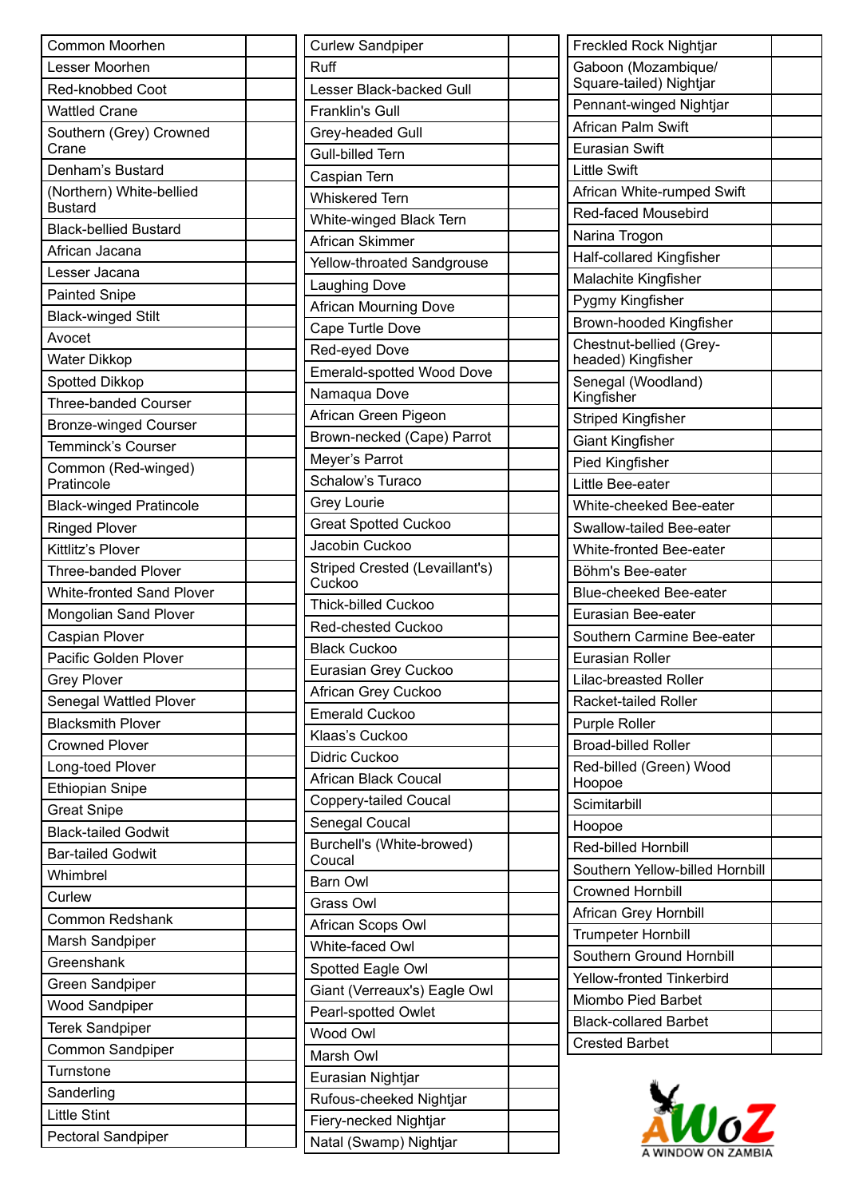| | |
|---|---|
| Common Moorhen | |
| Lesser Moorhen | |
| Red-knobbed Coot | |
| Wattled Crane | |
| Southern (Grey) Crowned Crane | |
| Denham's Bustard | |
| (Northern) White-bellied Bustard | |
| Black-bellied Bustard | |
| African Jacana | |
| Lesser Jacana | |
| Painted Snipe | |
| Black-winged Stilt | |
| Avocet | |
| Water Dikkop | |
| Spotted Dikkop | |
| Three-banded Courser | |
| Bronze-winged Courser | |
| Temminck's Courser | |
| Common (Red-winged) Pratincole | |
| Black-winged Pratincole | |
| Ringed Plover | |
| Kittlitz's Plover | |
| Three-banded Plover | |
| White-fronted Sand Plover | |
| Mongolian Sand Plover | |
| Caspian Plover | |
| Pacific Golden Plover | |
| Grey Plover | |
| Senegal Wattled Plover | |
| Blacksmith Plover | |
| Crowned Plover | |
| Long-toed Plover | |
| Ethiopian Snipe | |
| Great Snipe | |
| Black-tailed Godwit | |
| Bar-tailed Godwit | |
| Whimbrel | |
| Curlew | |
| Common Redshank | |
| Marsh Sandpiper | |
| Greenshank | |
| Green Sandpiper | |
| Wood Sandpiper | |
| Terek Sandpiper | |
| Common Sandpiper | |
| Turnstone | |
| Sanderling | |
| Little Stint | |
| Pectoral Sandpiper | |

| | |
|---|---|
| Curlew Sandpiper | |
| Ruff | |
| Lesser Black-backed Gull | |
| Franklin's Gull | |
| Grey-headed Gull | |
| Gull-billed Tern | |
| Caspian Tern | |
| Whiskered Tern | |
| White-winged Black Tern | |
| African Skimmer | |
| Yellow-throated Sandgrouse | |
| Laughing Dove | |
| African Mourning Dove | |
| Cape Turtle Dove | |
| Red-eyed Dove | |
| Emerald-spotted Wood Dove | |
| Namaqua Dove | |
| African Green Pigeon | |
| Brown-necked (Cape) Parrot | |
| Meyer's Parrot | |
| Schalow's Turaco | |
| Grey Lourie | |
| Great Spotted Cuckoo | |
| Jacobin Cuckoo | |
| Striped Crested (Levaillant's) Cuckoo | |
| Thick-billed Cuckoo | |
| Red-chested Cuckoo | |
| Black Cuckoo | |
| Eurasian Grey Cuckoo | |
| African Grey Cuckoo | |
| Emerald Cuckoo | |
| Klaas's Cuckoo | |
| Didric Cuckoo | |
| African Black Coucal | |
| Coppery-tailed Coucal | |
| Senegal Coucal | |
| Burchell's (White-browed) Coucal | |
| Barn Owl | |
| Grass Owl | |
| African Scops Owl | |
| White-faced Owl | |
| Spotted Eagle Owl | |
| Giant (Verreaux's) Eagle Owl | |
| Pearl-spotted Owlet | |
| Wood Owl | |
| Marsh Owl | |
| Eurasian Nightjar | |
| Rufous-cheeked Nightjar | |
| Fiery-necked Nightjar | |
| Natal (Swamp) Nightjar | |

| | |
|---|---|
| Freckled Rock Nightjar | |
| Gaboon (Mozambique/ Square-tailed) Nightjar | |
| Pennant-winged Nightjar | |
| African Palm Swift | |
| Eurasian Swift | |
| Little Swift | |
| African White-rumped Swift | |
| Red-faced Mousebird | |
| Narina Trogon | |
| Half-collared Kingfisher | |
| Malachite Kingfisher | |
| Pygmy Kingfisher | |
| Brown-hooded Kingfisher | |
| Chestnut-bellied (Grey-headed) Kingfisher | |
| Senegal (Woodland) Kingfisher | |
| Striped Kingfisher | |
| Giant Kingfisher | |
| Pied Kingfisher | |
| Little Bee-eater | |
| White-cheeked Bee-eater | |
| Swallow-tailed Bee-eater | |
| White-fronted Bee-eater | |
| Böhm's Bee-eater | |
| Blue-cheeked Bee-eater | |
| Eurasian Bee-eater | |
| Southern Carmine Bee-eater | |
| Eurasian Roller | |
| Lilac-breasted Roller | |
| Racket-tailed Roller | |
| Purple Roller | |
| Broad-billed Roller | |
| Red-billed (Green) Wood Hoopoe | |
| Scimitarbill | |
| Hoopoe | |
| Red-billed Hornbill | |
| Southern Yellow-billed Hornbill | |
| Crowned Hornbill | |
| African Grey Hornbill | |
| Trumpeter Hornbill | |
| Southern Ground Hornbill | |
| Yellow-fronted Tinkerbird | |
| Miombo Pied Barbet | |
| Black-collared Barbet | |
| Crested Barbet | |

AWOZ
A WINDOW ON ZAMBIA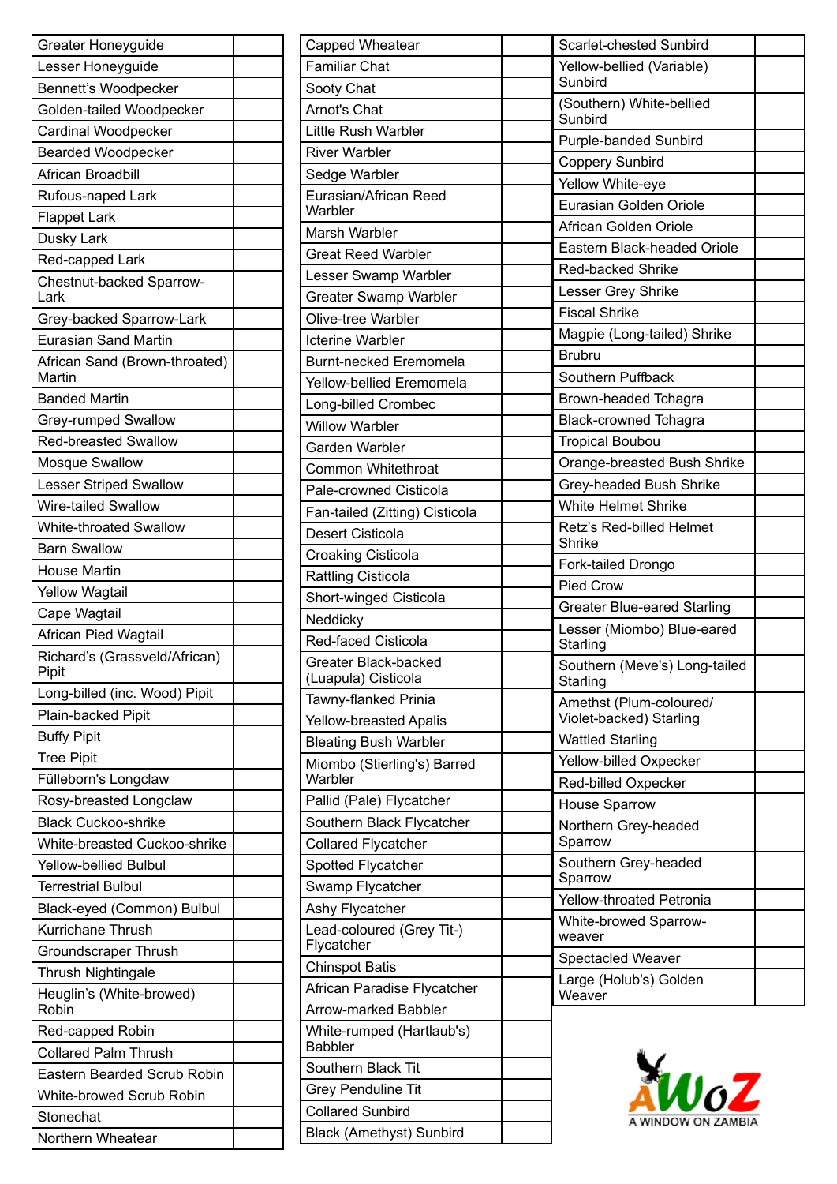| | |
|---|---|
| Greater Honeyguide | |
| Lesser Honeyguide | |
| Bennett's Woodpecker | |
| Golden-tailed Woodpecker | |
| Cardinal Woodpecker | |
| Bearded Woodpecker | |
| African Broadbill | |
| Rufous-naped Lark | |
| Flappet Lark | |
| Dusky Lark | |
| Red-capped Lark | |
| Chestnut-backed Sparrow-Lark | |
| Grey-backed Sparrow-Lark | |
| Eurasian Sand Martin | |
| African Sand (Brown-throated) Martin | |
| Banded Martin | |
| Grey-rumped Swallow | |
| Red-breasted Swallow | |
| Mosque Swallow | |
| Lesser Striped Swallow | |
| Wire-tailed Swallow | |
| White-throated Swallow | |
| Barn Swallow | |
| House Martin | |
| Yellow Wagtail | |
| Cape Wagtail | |
| African Pied Wagtail | |
| Richard's (Grassveld/African) Pipit | |
| Long-billed (inc. Wood) Pipit | |
| Plain-backed Pipit | |
| Buffy Pipit | |
| Tree Pipit | |
| Fülleborn's Longclaw | |
| Rosy-breasted Longclaw | |
| Black Cuckoo-shrike | |
| White-breasted Cuckoo-shrike | |
| Yellow-bellied Bulbul | |
| Terrestrial Bulbul | |
| Black-eyed (Common) Bulbul | |
| Kurrichane Thrush | |
| Groundscraper Thrush | |
| Thrush Nightingale | |
| Heuglin's (White-browed) Robin | |
| Red-capped Robin | |
| Collared Palm Thrush | |
| Eastern Bearded Scrub Robin | |
| White-browed Scrub Robin | |
| Stonechat | |
| Northern Wheatear | |

| | |
|---|---|
| Capped Wheatear | |
| Familiar Chat | |
| Sooty Chat | |
| Arnot's Chat | |
| Little Rush Warbler | |
| River Warbler | |
| Sedge Warbler | |
| Eurasian/African Reed Warbler | |
| Marsh Warbler | |
| Great Reed Warbler | |
| Lesser Swamp Warbler | |
| Greater Swamp Warbler | |
| Olive-tree Warbler | |
| Icterine Warbler | |
| Burnt-necked Eremomela | |
| Yellow-bellied Eremomela | |
| Long-billed Crombec | |
| Willow Warbler | |
| Garden Warbler | |
| Common Whitethroat | |
| Pale-crowned Cisticola | |
| Fan-tailed (Zitting) Cisticola | |
| Desert Cisticola | |
| Croaking Cisticola | |
| Rattling Cisticola | |
| Short-winged Cisticola | |
| Neddicky | |
| Red-faced Cisticola | |
| Greater Black-backed (Luapula) Cisticola | |
| Tawny-flanked Prinia | |
| Yellow-breasted Apalis | |
| Bleating Bush Warbler | |
| Miombo (Stierling's) Barred Warbler | |
| Pallid (Pale) Flycatcher | |
| Southern Black Flycatcher | |
| Collared Flycatcher | |
| Spotted Flycatcher | |
| Swamp Flycatcher | |
| Ashy Flycatcher | |
| Lead-coloured (Grey Tit-) Flycatcher | |
| Chinspot Batis | |
| African Paradise Flycatcher | |
| Arrow-marked Babbler | |
| White-rumped (Hartlaub's) Babbler | |
| Southern Black Tit | |
| Grey Penduline Tit | |
| Collared Sunbird | |
| Black (Amethyst) Sunbird | |

| | |
|---|---|
| Scarlet-chested Sunbird | |
| Yellow-bellied (Variable) Sunbird | |
| (Southern) White-bellied Sunbird | |
| Purple-banded Sunbird | |
| Coppery Sunbird | |
| Yellow White-eye | |
| Eurasian Golden Oriole | |
| African Golden Oriole | |
| Eastern Black-headed Oriole | |
| Red-backed Shrike | |
| Lesser Grey Shrike | |
| Fiscal Shrike | |
| Magpie (Long-tailed) Shrike | |
| Brubru | |
| Southern Puffback | |
| Brown-headed Tchagra | |
| Black-crowned Tchagra | |
| Tropical Boubou | |
| Orange-breasted Bush Shrike | |
| Grey-headed Bush Shrike | |
| White Helmet Shrike | |
| Retz's Red-billed Helmet Shrike | |
| Fork-tailed Drongo | |
| Pied Crow | |
| Greater Blue-eared Starling | |
| Lesser (Miombo) Blue-eared Starling | |
| Southern (Meve's) Long-tailed Starling | |
| Amethst (Plum-coloured/ Violet-backed) Starling | |
| Wattled Starling | |
| Yellow-billed Oxpecker | |
| Red-billed Oxpecker | |
| House Sparrow | |
| Northern Grey-headed Sparrow | |
| Southern Grey-headed Sparrow | |
| Yellow-throated Petronia | |
| White-browed Sparrow-weaver | |
| Spectacled Weaver | |
| Large (Holub's) Golden Weaver | |

AWOZ A WINDOW ON ZAMBIA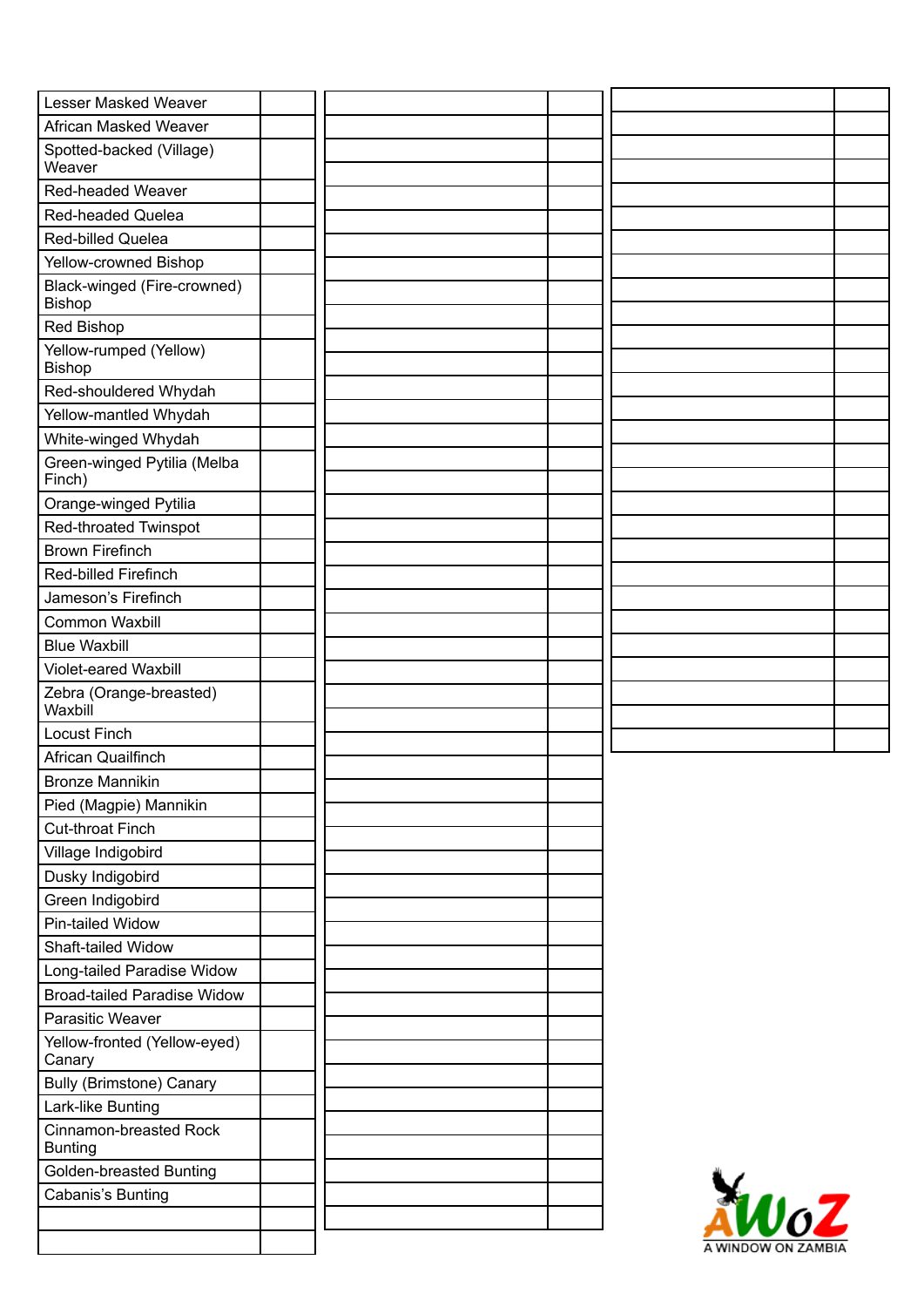| | |
|---|---|
| Lesser Masked Weaver | |
| African Masked Weaver | |
| Spotted-backed (Village) Weaver | |
| Red-headed Weaver | |
| Red-headed Quelea | |
| Red-billed Quelea | |
| Yellow-crowned Bishop | |
| Black-winged (Fire-crowned) Bishop | |
| Red Bishop | |
| Yellow-rumped (Yellow) Bishop | |
| Red-shouldered Whydah | |
| Yellow-mantled Whydah | |
| White-winged Whydah | |
| Green-winged Pytilia (Melba Finch) | |
| Orange-winged Pytilia | |
| Red-throated Twinspot | |
| Brown Firefinch | |
| Red-billed Firefinch | |
| Jameson's Firefinch | |
| Common Waxbill | |
| Blue Waxbill | |
| Violet-eared Waxbill | |
| Zebra (Orange-breasted) Waxbill | |
| Locust Finch | |
| African Quailfinch | |
| Bronze Mannikin | |
| Pied (Magpie) Mannikin | |
| Cut-throat Finch | |
| Village Indigobird | |
| Dusky Indigobird | |
| Green Indigobird | |
| Pin-tailed Widow | |
| Shaft-tailed Widow | |
| Long-tailed Paradise Widow | |
| Broad-tailed Paradise Widow | |
| Parasitic Weaver | |
| Yellow-fronted (Yellow-eyed) Canary | |
| Bully (Brimstone) Canary | |
| Lark-like Bunting | |
| Cinnamon-breasted Rock Bunting | |
| Golden-breasted Bunting | |
| Cabanis's Bunting | |
| | |
| | |

AWoZ
A WINDOW ON ZAMBIA